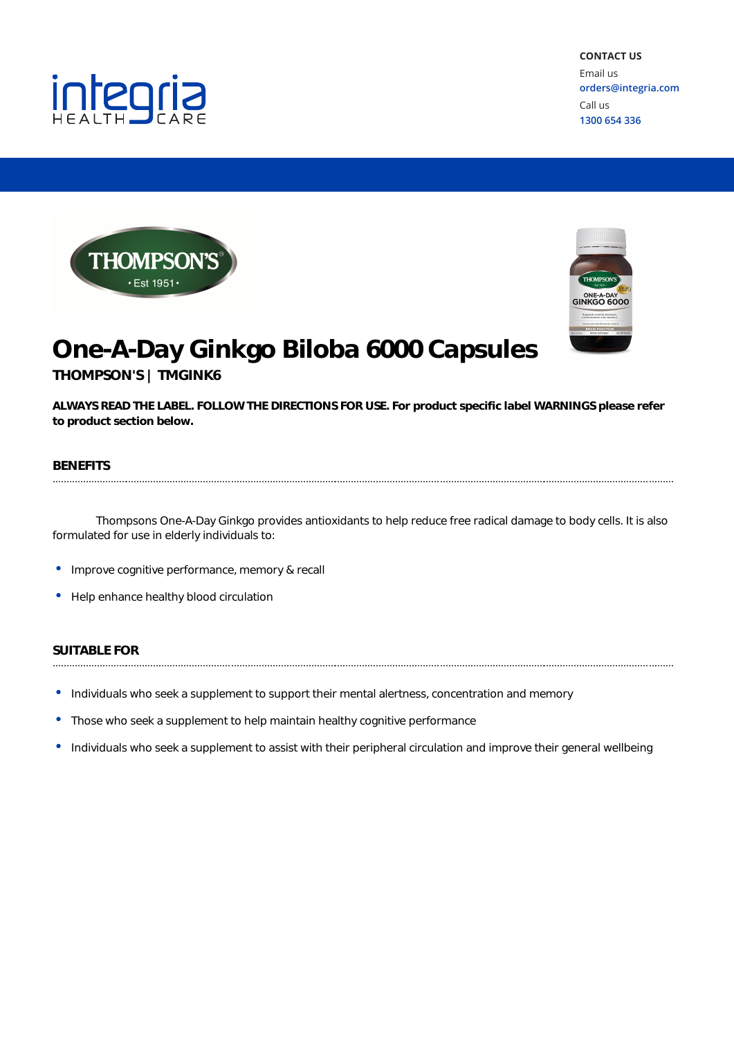**CONTACT US**

Email us
orders@integria.com

Call us
1300 654 336

# One-A-Day Ginkgo Biloba 6000 Capsules

**THOMPSON'S | TMGINK6**

**ALWAYS READ THE LABEL. FOLLOW THE DIRECTIONS FOR USE. For product specific label WARNINGS please refer to product section below.**

## BENEFITS

Thompsons One-A-Day Ginkgo provides antioxidants to help reduce free radical damage to body cells. It is also formulated for use in elderly individuals to:

- Improve cognitive performance, memory & recall
- Help enhance healthy blood circulation

## SUITABLE FOR

- Individuals who seek a supplement to support their mental alertness, concentration and memory
- Those who seek a supplement to help maintain healthy cognitive performance
- Individuals who seek a supplement to assist with their peripheral circulation and improve their general wellbeing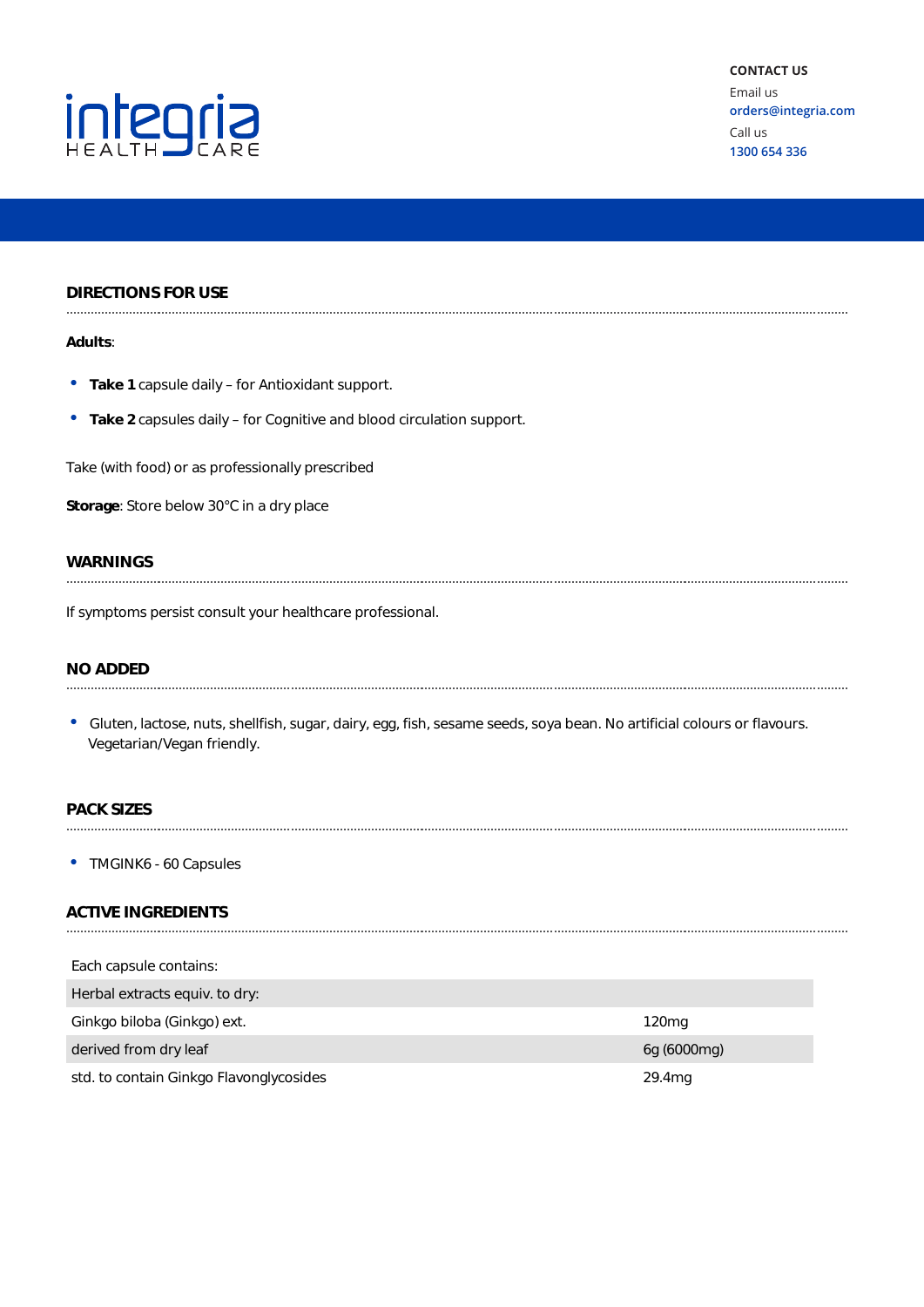**CONTACT US**

Email us
orders@integria.com

Call us
1300 654 336

## DIRECTIONS FOR USE

**Adults**:

- **Take 1** capsule daily – for Antioxidant support.
- **Take 2** capsules daily – for Cognitive and blood circulation support.

Take (with food) or as professionally prescribed

**Storage**: Store below 30°C in a dry place

## WARNINGS

If symptoms persist consult your healthcare professional.

## NO ADDED

- Gluten, lactose, nuts, shellfish, sugar, dairy, egg, fish, sesame seeds, soya bean. No artificial colours or flavours. Vegetarian/Vegan friendly.

## PACK SIZES

- TMGINK6 - 60 Capsules

## ACTIVE INGREDIENTS

Each capsule contains:

| | |
|---|---|
| Herbal extracts equiv. to dry: | |
| Ginkgo biloba (Ginkgo) ext. | 120mg |
| derived from dry leaf | 6g (6000mg) |
| std. to contain Ginkgo Flavonglycosides | 29.4mg |